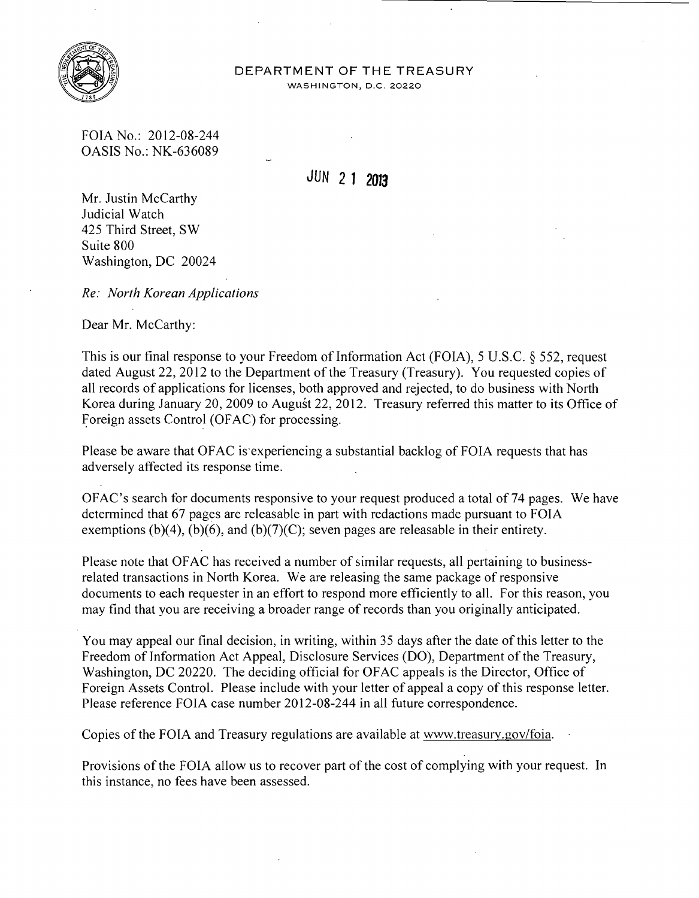DEPARTMENT OF THE TREASURY
WASHINGTON, D.C. 20220

FOIA No.: 2012-08-244
OASIS No.: NK-636089

JUN 21 2013

Mr. Justin McCarthy
Judicial Watch
425 Third Street, SW
Suite 800
Washington, DC 20024

*Re: North Korean Applications*

Dear Mr. McCarthy:

This is our final response to your Freedom of Information Act (FOIA), 5 U.S.C. § 552, request dated August 22, 2012 to the Department of the Treasury (Treasury). You requested copies of all records of applications for licenses, both approved and rejected, to do business with North Korea during January 20, 2009 to August 22, 2012. Treasury referred this matter to its Office of Foreign assets Control (OFAC) for processing.

Please be aware that OFAC is experiencing a substantial backlog of FOIA requests that has adversely affected its response time.

OFAC's search for documents responsive to your request produced a total of 74 pages. We have determined that 67 pages are releasable in part with redactions made pursuant to FOIA exemptions (b)(4), (b)(6), and (b)(7)(C); seven pages are releasable in their entirety.

Please note that OFAC has received a number of similar requests, all pertaining to business-related transactions in North Korea. We are releasing the same package of responsive documents to each requester in an effort to respond more efficiently to all. For this reason, you may find that you are receiving a broader range of records than you originally anticipated.

You may appeal our final decision, in writing, within 35 days after the date of this letter to the Freedom of Information Act Appeal, Disclosure Services (DO), Department of the Treasury, Washington, DC 20220. The deciding official for OFAC appeals is the Director, Office of Foreign Assets Control. Please include with your letter of appeal a copy of this response letter. Please reference FOIA case number 2012-08-244 in all future correspondence.

Copies of the FOIA and Treasury regulations are available at www.treasury.gov/foia.

Provisions of the FOIA allow us to recover part of the cost of complying with your request. In this instance, no fees have been assessed.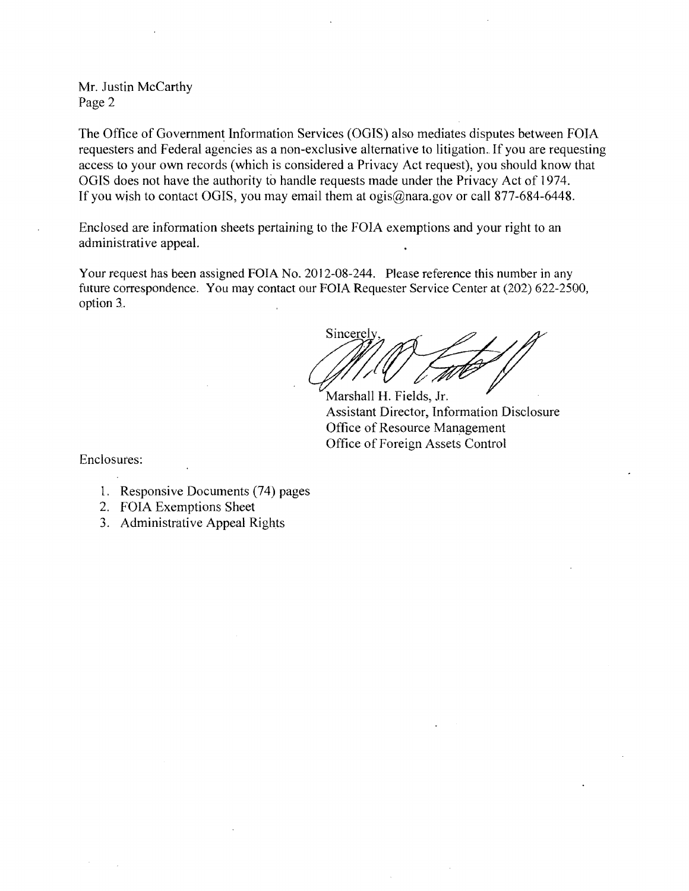Mr. Justin McCarthy
Page 2

The Office of Government Information Services (OGIS) also mediates disputes between FOIA requesters and Federal agencies as a non-exclusive alternative to litigation. If you are requesting access to your own records (which is considered a Privacy Act request), you should know that OGIS does not have the authority to handle requests made under the Privacy Act of 1974. If you wish to contact OGIS, you may email them at ogis@nara.gov or call 877-684-6448.

Enclosed are information sheets pertaining to the FOIA exemptions and your right to an administrative appeal.

Your request has been assigned FOIA No. 2012-08-244. Please reference this number in any future correspondence. You may contact our FOIA Requester Service Center at (202) 622-2500, option 3.

Sincerely,

Marshall H. Fields, Jr.
Assistant Director, Information Disclosure
Office of Resource Management
Office of Foreign Assets Control

Enclosures:

1. Responsive Documents (74) pages
2. FOIA Exemptions Sheet
3. Administrative Appeal Rights